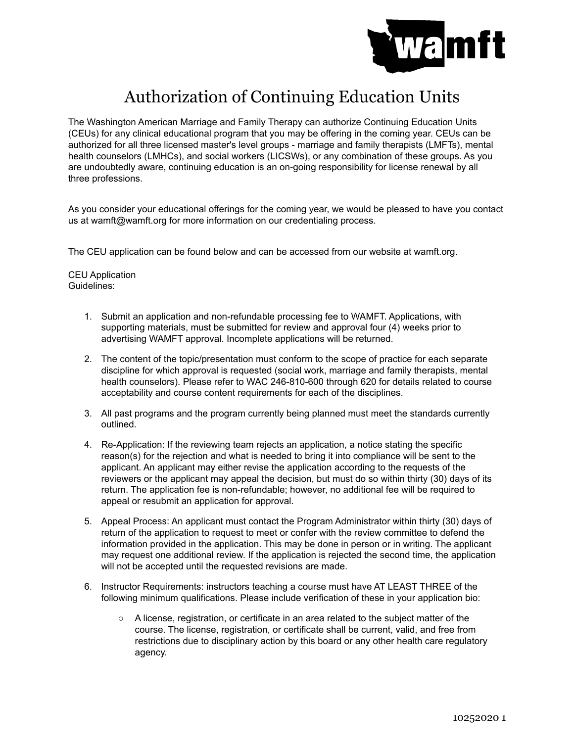# Authorization of Continuing Education Units

The Washington American Marriage and Family Therapy can authorize Continuing Education Units (CEUs) for any clinical educational program that you may be offering in the coming year. CEUs can be authorized for all three licensed master's level groups - marriage and family therapists (LMFTs), mental health counselors (LMHCs), and social workers (LICSWs), or any combination of these groups. As you are undoubtedly aware, continuing education is an on-going responsibility for license renewal by all three professions.

As you consider your educational offerings for the coming year, we would be pleased to have you contact us at wamft@wamft.org for more information on our credentialing process.

The CEU application can be found below and can be accessed from our website at wamft.org.

CEU Application
Guidelines:

1. Submit an application and non-refundable processing fee to WAMFT. Applications, with supporting materials, must be submitted for review and approval four (4) weeks prior to advertising WAMFT approval. Incomplete applications will be returned.

2. The content of the topic/presentation must conform to the scope of practice for each separate discipline for which approval is requested (social work, marriage and family therapists, mental health counselors). Please refer to WAC 246-810-600 through 620 for details related to course acceptability and course content requirements for each of the disciplines.

3. All past programs and the program currently being planned must meet the standards currently outlined.

4. Re-Application: If the reviewing team rejects an application, a notice stating the specific reason(s) for the rejection and what is needed to bring it into compliance will be sent to the applicant. An applicant may either revise the application according to the requests of the reviewers or the applicant may appeal the decision, but must do so within thirty (30) days of its return. The application fee is non-refundable; however, no additional fee will be required to appeal or resubmit an application for approval.

5. Appeal Process: An applicant must contact the Program Administrator within thirty (30) days of return of the application to request to meet or confer with the review committee to defend the information provided in the application. This may be done in person or in writing. The applicant may request one additional review. If the application is rejected the second time, the application will not be accepted until the requested revisions are made.

6. Instructor Requirements: instructors teaching a course must have AT LEAST THREE of the following minimum qualifications. Please include verification of these in your application bio:

   - A license, registration, or certificate in an area related to the subject matter of the course. The license, registration, or certificate shall be current, valid, and free from restrictions due to disciplinary action by this board or any other health care regulatory agency.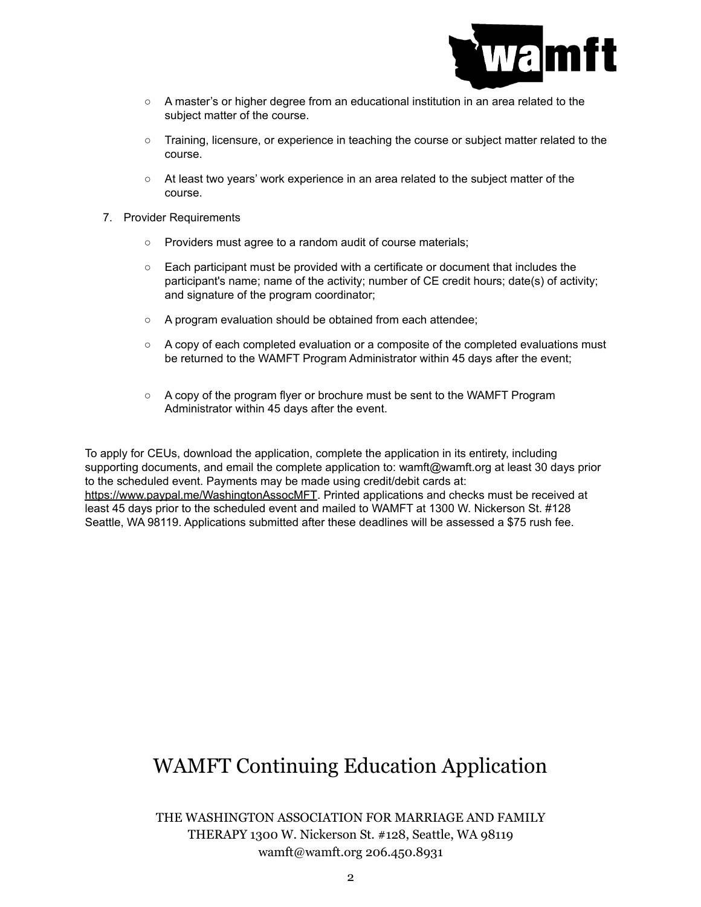- A master's or higher degree from an educational institution in an area related to the subject matter of the course.
- Training, licensure, or experience in teaching the course or subject matter related to the course.
- At least two years' work experience in an area related to the subject matter of the course.

7. Provider Requirements
   - Providers must agree to a random audit of course materials;
   - Each participant must be provided with a certificate or document that includes the participant's name; name of the activity; number of CE credit hours; date(s) of activity; and signature of the program coordinator;
   - A program evaluation should be obtained from each attendee;
   - A copy of each completed evaluation or a composite of the completed evaluations must be returned to the WAMFT Program Administrator within 45 days after the event;
   - A copy of the program flyer or brochure must be sent to the WAMFT Program Administrator within 45 days after the event.

To apply for CEUs, download the application, complete the application in its entirety, including supporting documents, and email the complete application to: wamft@wamft.org at least 30 days prior to the scheduled event. Payments may be made using credit/debit cards at: https://www.paypal.me/WashingtonAssocMFT. Printed applications and checks must be received at least 45 days prior to the scheduled event and mailed to WAMFT at 1300 W. Nickerson St. #128 Seattle, WA 98119. Applications submitted after these deadlines will be assessed a $75 rush fee.

# WAMFT Continuing Education Application

THE WASHINGTON ASSOCIATION FOR MARRIAGE AND FAMILY THERAPY 1300 W. Nickerson St. #128, Seattle, WA 98119
wamft@wamft.org 206.450.8931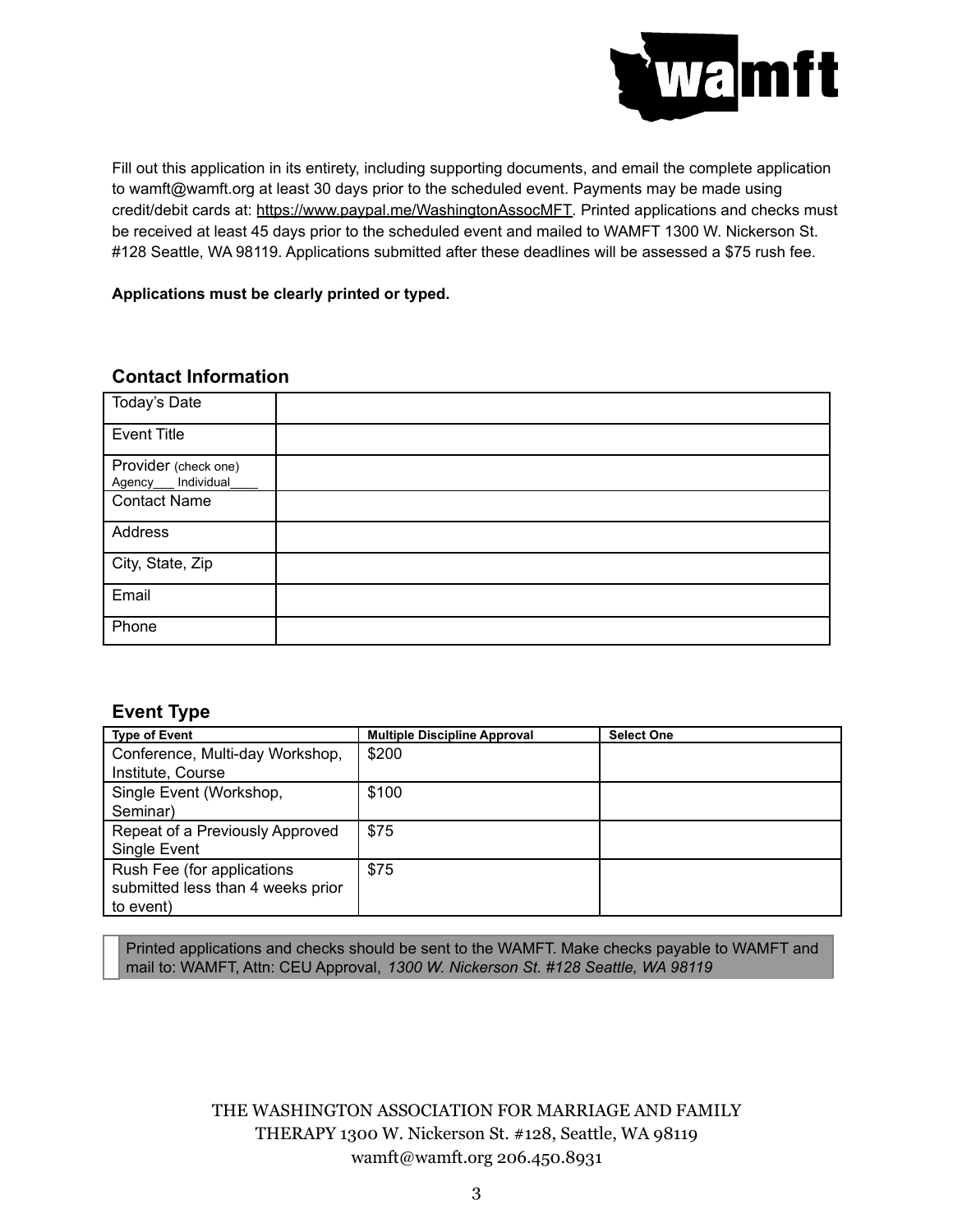Fill out this application in its entirety, including supporting documents, and email the complete application to wamft@wamft.org at least 30 days prior to the scheduled event. Payments may be made using credit/debit cards at: https://www.paypal.me/WashingtonAssocMFT. Printed applications and checks must be received at least 45 days prior to the scheduled event and mailed to WAMFT 1300 W. Nickerson St. #128 Seattle, WA 98119. Applications submitted after these deadlines will be assessed a $75 rush fee.

**Applications must be clearly printed or typed.**

## Contact Information

| Today's Date | |
|---|---|
| Event Title | |
| Provider (check one) Agency___ Individual____ | |
| Contact Name | |
| Address | |
| City, State, Zip | |
| Email | |
| Phone | |

## Event Type

| Type of Event | Multiple Discipline Approval | Select One |
|---|---|---|
| Conference, Multi-day Workshop, Institute, Course | $200 | |
| Single Event (Workshop, Seminar) | $100 | |
| Repeat of a Previously Approved Single Event | $75 | |
| Rush Fee (for applications submitted less than 4 weeks prior to event) | $75 | |

Printed applications and checks should be sent to the WAMFT. Make checks payable to WAMFT and mail to: WAMFT, Attn: CEU Approval, *1300 W. Nickerson St. #128 Seattle, WA 98119*

THE WASHINGTON ASSOCIATION FOR MARRIAGE AND FAMILY THERAPY 1300 W. Nickerson St. #128, Seattle, WA 98119
wamft@wamft.org 206.450.8931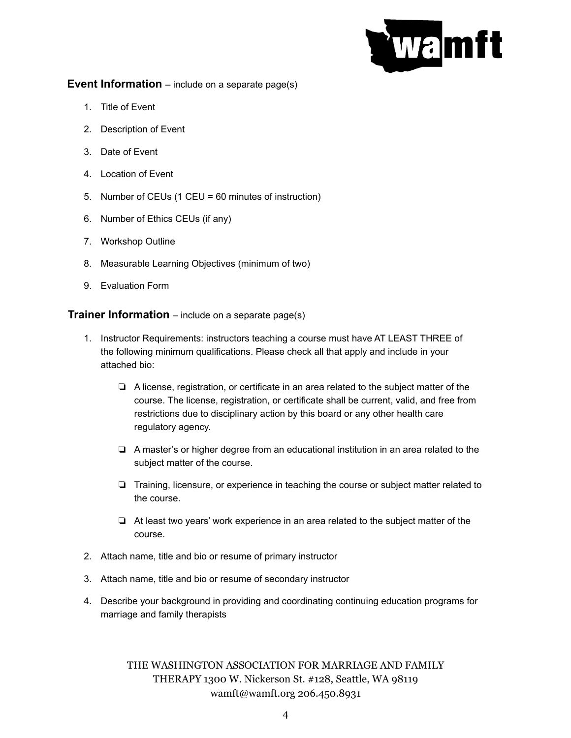**Event Information** – include on a separate page(s)

1. Title of Event
2. Description of Event
3. Date of Event
4. Location of Event
5. Number of CEUs (1 CEU = 60 minutes of instruction)
6. Number of Ethics CEUs (if any)
7. Workshop Outline
8. Measurable Learning Objectives (minimum of two)
9. Evaluation Form

**Trainer Information** – include on a separate page(s)

1. Instructor Requirements: instructors teaching a course must have AT LEAST THREE of the following minimum qualifications. Please check all that apply and include in your attached bio:

   - ❏ A license, registration, or certificate in an area related to the subject matter of the course. The license, registration, or certificate shall be current, valid, and free from restrictions due to disciplinary action by this board or any other health care regulatory agency.
   - ❏ A master's or higher degree from an educational institution in an area related to the subject matter of the course.
   - ❏ Training, licensure, or experience in teaching the course or subject matter related to the course.
   - ❏ At least two years' work experience in an area related to the subject matter of the course.

2. Attach name, title and bio or resume of primary instructor
3. Attach name, title and bio or resume of secondary instructor
4. Describe your background in providing and coordinating continuing education programs for marriage and family therapists

THE WASHINGTON ASSOCIATION FOR MARRIAGE AND FAMILY THERAPY 1300 W. Nickerson St. #128, Seattle, WA 98119
wamft@wamft.org 206.450.8931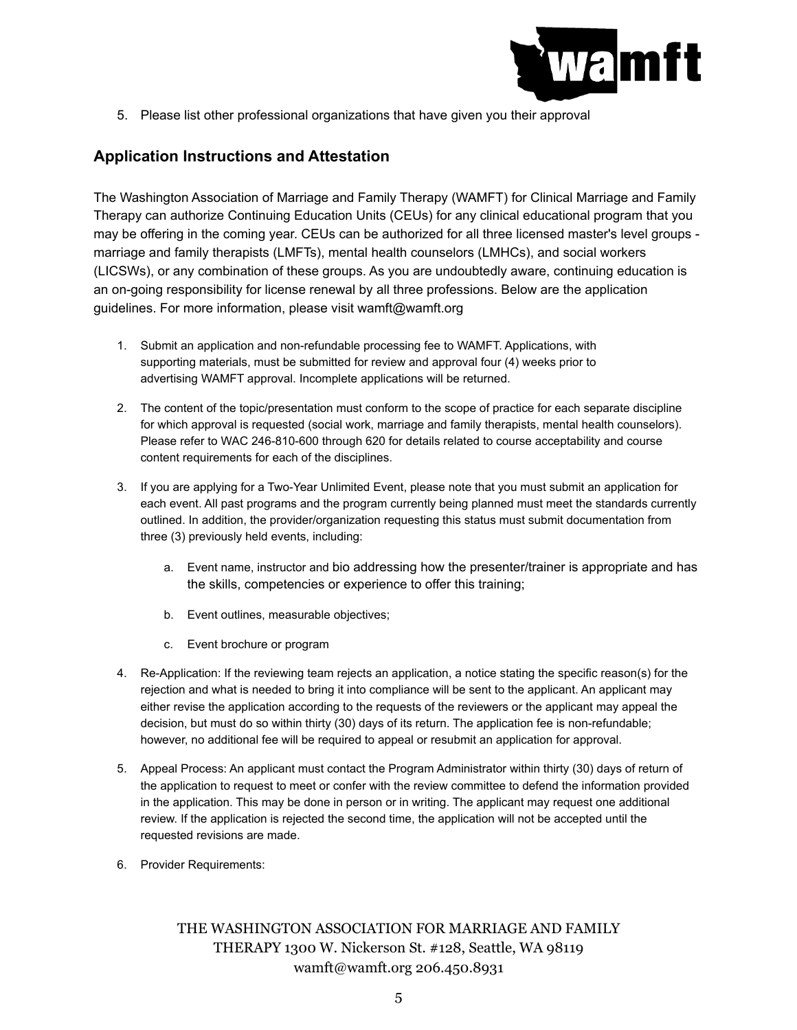5. Please list other professional organizations that have given you their approval

## Application Instructions and Attestation

The Washington Association of Marriage and Family Therapy (WAMFT) for Clinical Marriage and Family Therapy can authorize Continuing Education Units (CEUs) for any clinical educational program that you may be offering in the coming year. CEUs can be authorized for all three licensed master's level groups - marriage and family therapists (LMFTs), mental health counselors (LMHCs), and social workers (LICSWs), or any combination of these groups. As you are undoubtedly aware, continuing education is an on-going responsibility for license renewal by all three professions. Below are the application guidelines. For more information, please visit wamft@wamft.org

1. Submit an application and non-refundable processing fee to WAMFT. Applications, with supporting materials, must be submitted for review and approval four (4) weeks prior to advertising WAMFT approval. Incomplete applications will be returned.

2. The content of the topic/presentation must conform to the scope of practice for each separate discipline for which approval is requested (social work, marriage and family therapists, mental health counselors). Please refer to WAC 246-810-600 through 620 for details related to course acceptability and course content requirements for each of the disciplines.

3. If you are applying for a Two-Year Unlimited Event, please note that you must submit an application for each event. All past programs and the program currently being planned must meet the standards currently outlined. In addition, the provider/organization requesting this status must submit documentation from three (3) previously held events, including:

   a. Event name, instructor and bio addressing how the presenter/trainer is appropriate and has the skills, competencies or experience to offer this training;

   b. Event outlines, measurable objectives;

   c. Event brochure or program

4. Re-Application: If the reviewing team rejects an application, a notice stating the specific reason(s) for the rejection and what is needed to bring it into compliance will be sent to the applicant. An applicant may either revise the application according to the requests of the reviewers or the applicant may appeal the decision, but must do so within thirty (30) days of its return. The application fee is non-refundable; however, no additional fee will be required to appeal or resubmit an application for approval.

5. Appeal Process: An applicant must contact the Program Administrator within thirty (30) days of return of the application to request to meet or confer with the review committee to defend the information provided in the application. This may be done in person or in writing. The applicant may request one additional review. If the application is rejected the second time, the application will not be accepted until the requested revisions are made.

6. Provider Requirements: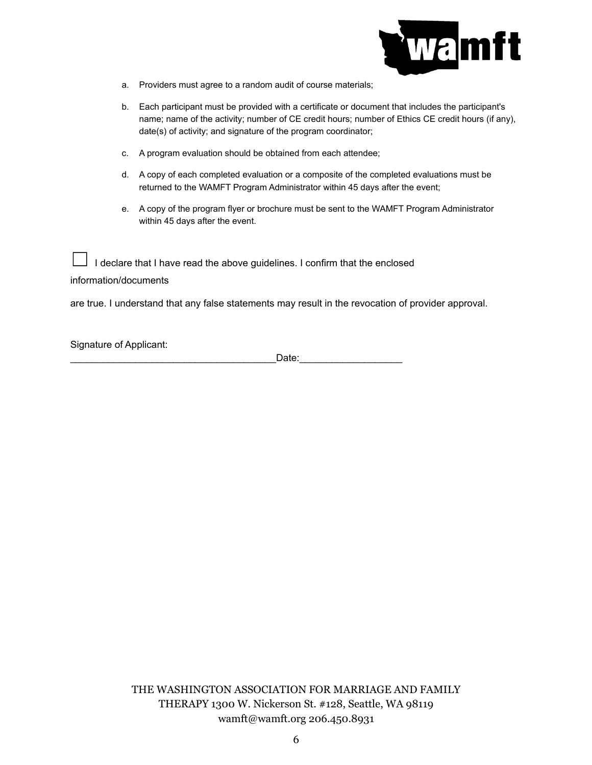a. Providers must agree to a random audit of course materials;

b. Each participant must be provided with a certificate or document that includes the participant's name; name of the activity; number of CE credit hours; number of Ethics CE credit hours (if any), date(s) of activity; and signature of the program coordinator;

c. A program evaluation should be obtained from each attendee;

d. A copy of each completed evaluation or a composite of the completed evaluations must be returned to the WAMFT Program Administrator within 45 days after the event;

e. A copy of the program flyer or brochure must be sent to the WAMFT Program Administrator within 45 days after the event.

☐ I declare that I have read the above guidelines. I confirm that the enclosed information/documents

are true. I understand that any false statements may result in the revocation of provider approval.

Signature of Applicant: ____________________________________Date:__________________

THE WASHINGTON ASSOCIATION FOR MARRIAGE AND FAMILY THERAPY 1300 W. Nickerson St. #128, Seattle, WA 98119
wamft@wamft.org 206.450.8931